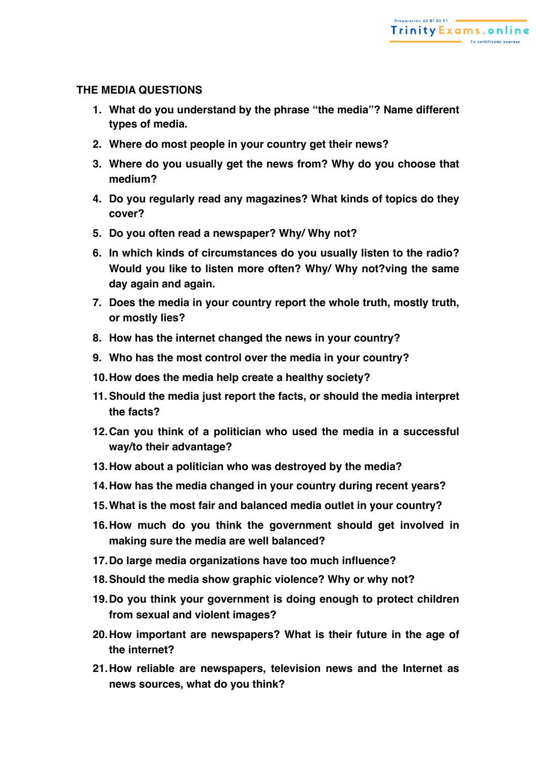**THE MEDIA QUESTIONS**

1. **What do you understand by the phrase “the media”? Name different types of media.**
2. **Where do most people in your country get their news?**
3. **Where do you usually get the news from? Why do you choose that medium?**
4. **Do you regularly read any magazines? What kinds of topics do they cover?**
5. **Do you often read a newspaper? Why/ Why not?**
6. **In which kinds of circumstances do you usually listen to the radio? Would you like to listen more often? Why/ Why not?ving the same day again and again.**
7. **Does the media in your country report the whole truth, mostly truth, or mostly lies?**
8. **How has the internet changed the news in your country?**
9. **Who has the most control over the media in your country?**
10. **How does the media help create a healthy society?**
11. **Should the media just report the facts, or should the media interpret the facts?**
12. **Can you think of a politician who used the media in a successful way/to their advantage?**
13. **How about a politician who was destroyed by the media?**
14. **How has the media changed in your country during recent years?**
15. **What is the most fair and balanced media outlet in your country?**
16. **How much do you think the government should get involved in making sure the media are well balanced?**
17. **Do large media organizations have too much influence?**
18. **Should the media show graphic violence? Why or why not?**
19. **Do you think your government is doing enough to protect children from sexual and violent images?**
20. **How important are newspapers? What is their future in the age of the internet?**
21. **How reliable are newspapers, television news and the Internet as news sources, what do you think?**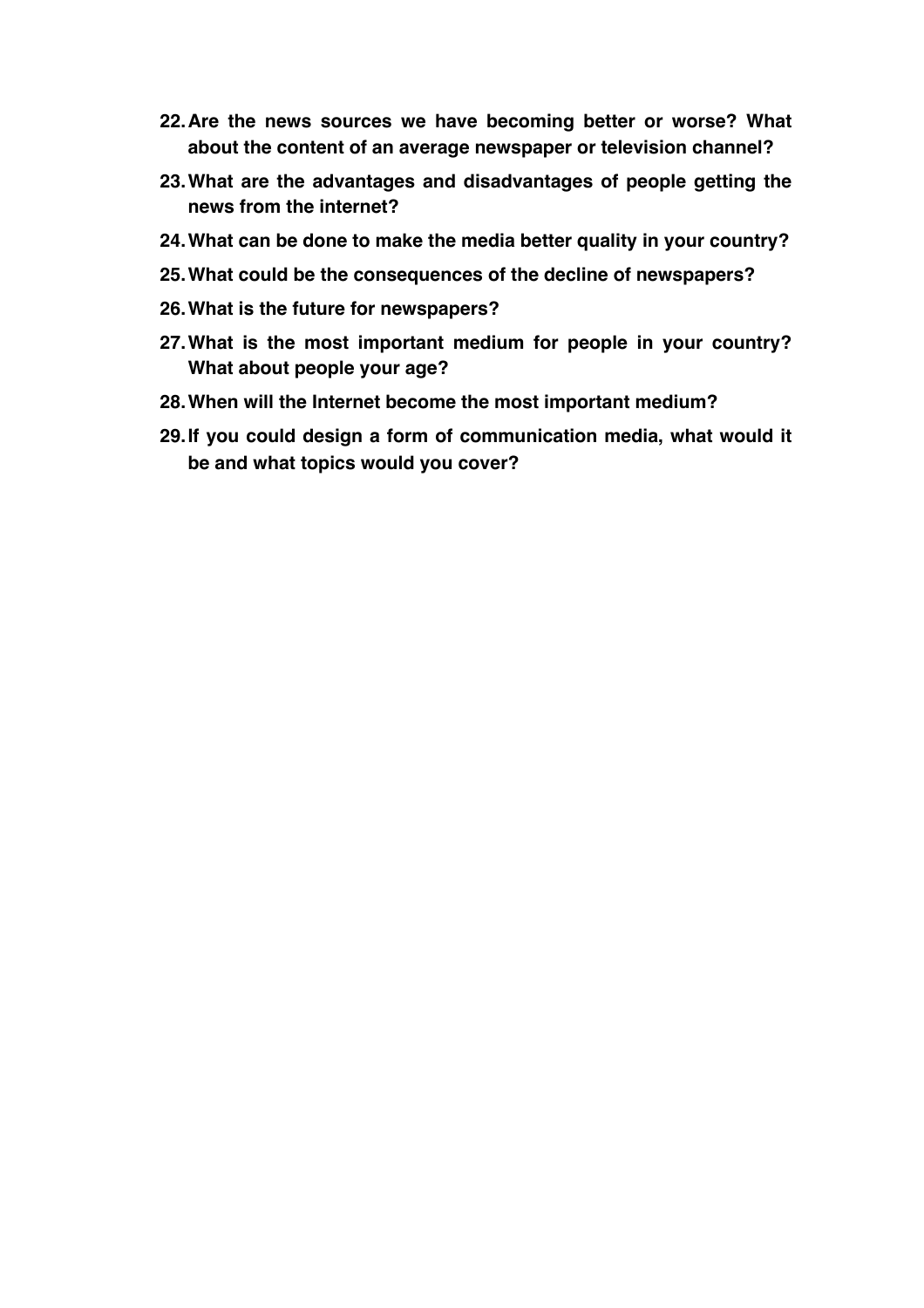22. **Are the news sources we have becoming better or worse? What about the content of an average newspaper or television channel?**
23. **What are the advantages and disadvantages of people getting the news from the internet?**
24. **What can be done to make the media better quality in your country?**
25. **What could be the consequences of the decline of newspapers?**
26. **What is the future for newspapers?**
27. **What is the most important medium for people in your country? What about people your age?**
28. **When will the Internet become the most important medium?**
29. **If you could design a form of communication media, what would it be and what topics would you cover?**